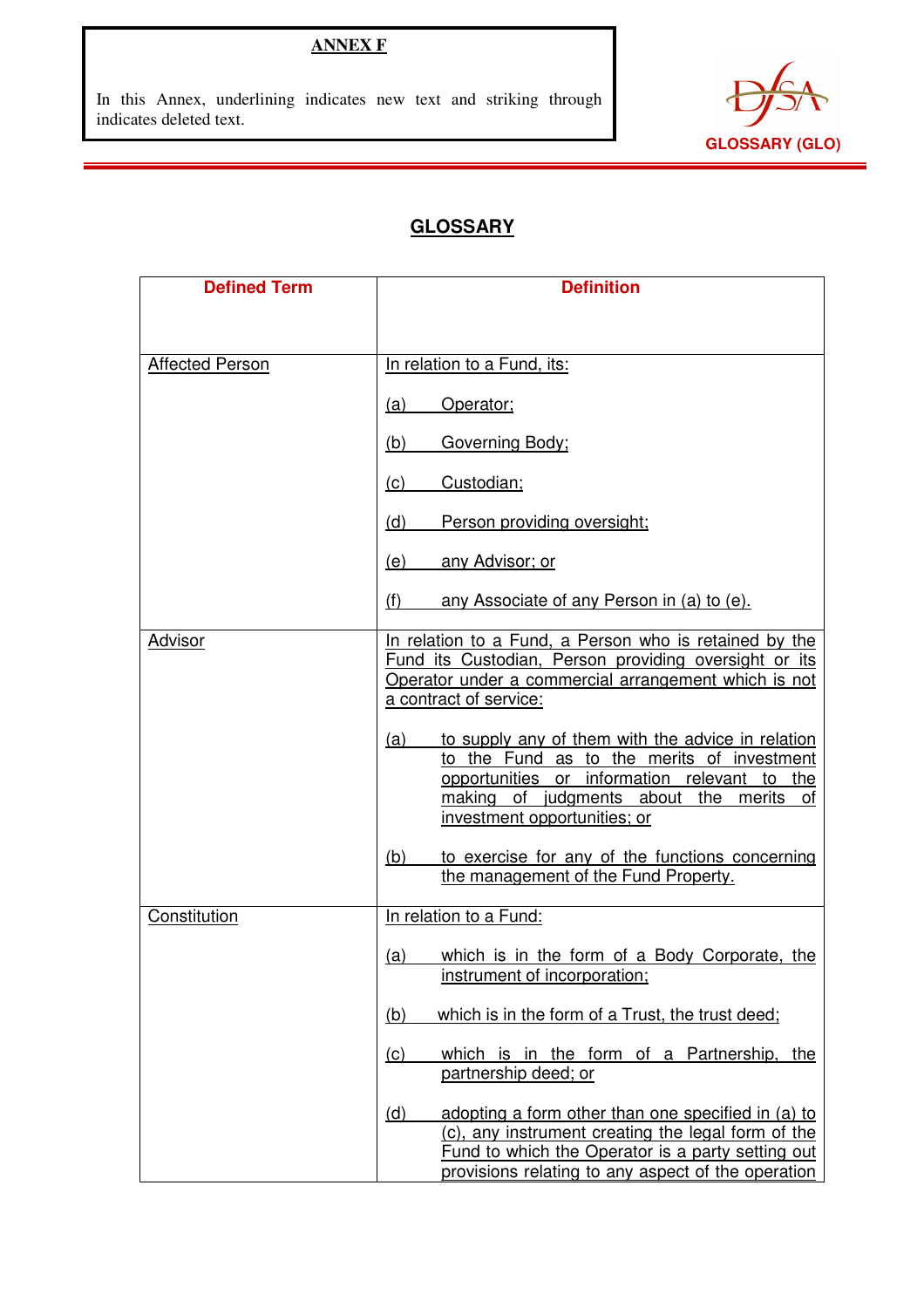**ANNEX F**

In this Annex, underlining indicates new text and striking through indicates deleted text.

GLOSSARY (GLO)

## GLOSSARY

| Defined Term | Definition |
|---|---|
| Affected Person | In relation to a Fund, its:<br><br>(a) Operator;<br><br>(b) Governing Body;<br><br>(c) Custodian;<br><br>(d) Person providing oversight;<br><br>(e) any Advisor; or<br><br>(f) any Associate of any Person in (a) to (e). |
| Advisor | In relation to a Fund, a Person who is retained by the Fund its Custodian, Person providing oversight or its Operator under a commercial arrangement which is not a contract of service:<br><br>(a) to supply any of them with the advice in relation to the Fund as to the merits of investment opportunities or information relevant to the making of judgments about the merits of investment opportunities; or<br><br>(b) to exercise for any of the functions concerning the management of the Fund Property. |
| Constitution | In relation to a Fund:<br><br>(a) which is in the form of a Body Corporate, the instrument of incorporation;<br><br>(b) which is in the form of a Trust, the trust deed;<br><br>(c) which is in the form of a Partnership, the partnership deed; or<br><br>(d) adopting a form other than one specified in (a) to (c), any instrument creating the legal form of the Fund to which the Operator is a party setting out provisions relating to any aspect of the operation |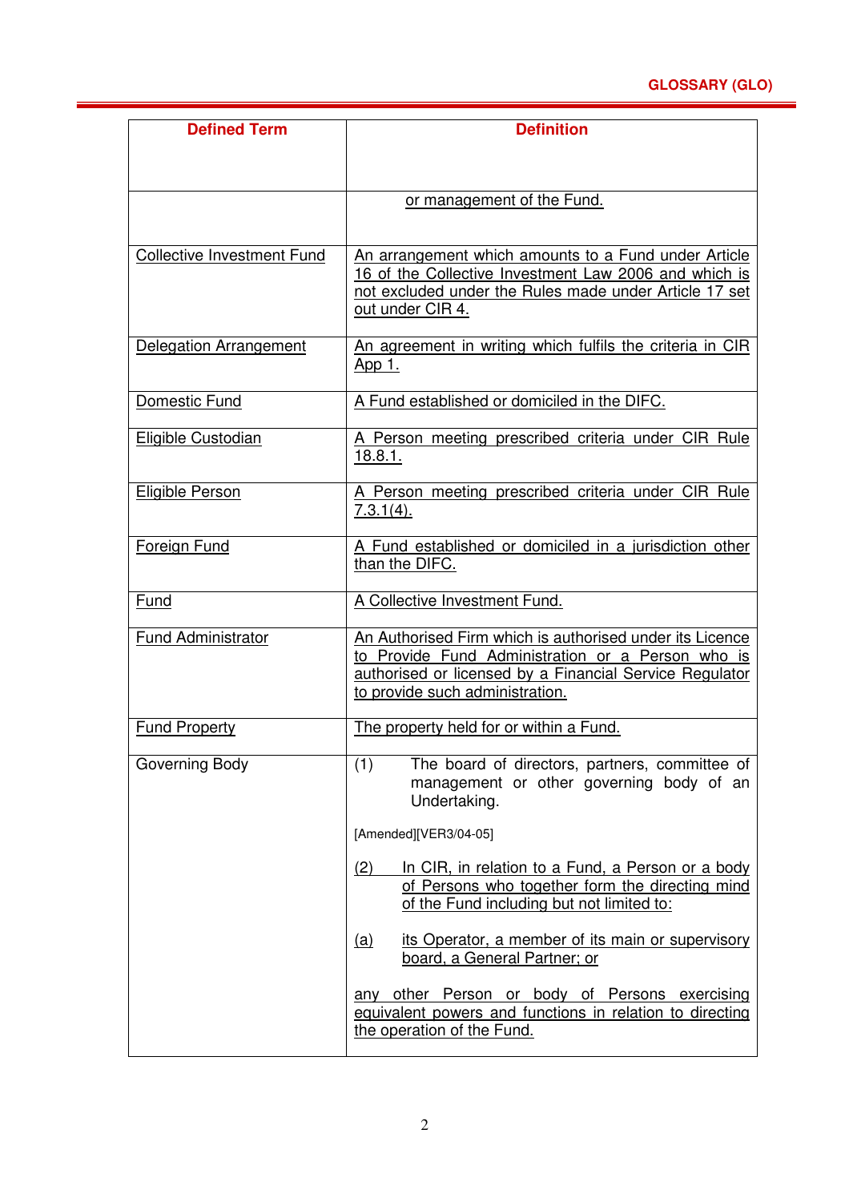| Defined Term | Definition |
|---|---|
| | or management of the Fund. |
| Collective Investment Fund | An arrangement which amounts to a Fund under Article 16 of the Collective Investment Law 2006 and which is not excluded under the Rules made under Article 17 set out under CIR 4. |
| Delegation Arrangement | An agreement in writing which fulfils the criteria in CIR App 1. |
| Domestic Fund | A Fund established or domiciled in the DIFC. |
| Eligible Custodian | A Person meeting prescribed criteria under CIR Rule 18.8.1. |
| Eligible Person | A Person meeting prescribed criteria under CIR Rule 7.3.1(4). |
| Foreign Fund | A Fund established or domiciled in a jurisdiction other than the DIFC. |
| Fund | A Collective Investment Fund. |
| Fund Administrator | An Authorised Firm which is authorised under its Licence to Provide Fund Administration or a Person who is authorised or licensed by a Financial Service Regulator to provide such administration. |
| Fund Property | The property held for or within a Fund. |
| Governing Body | (1) The board of directors, partners, committee of management or other governing body of an Undertaking.<br><br>[Amended][VER3/04-05]<br><br>(2) In CIR, in relation to a Fund, a Person or a body of Persons who together form the directing mind of the Fund including but not limited to:<br><br>(a) its Operator, a member of its main or supervisory board, a General Partner; or<br><br>any other Person or body of Persons exercising equivalent powers and functions in relation to directing the operation of the Fund. |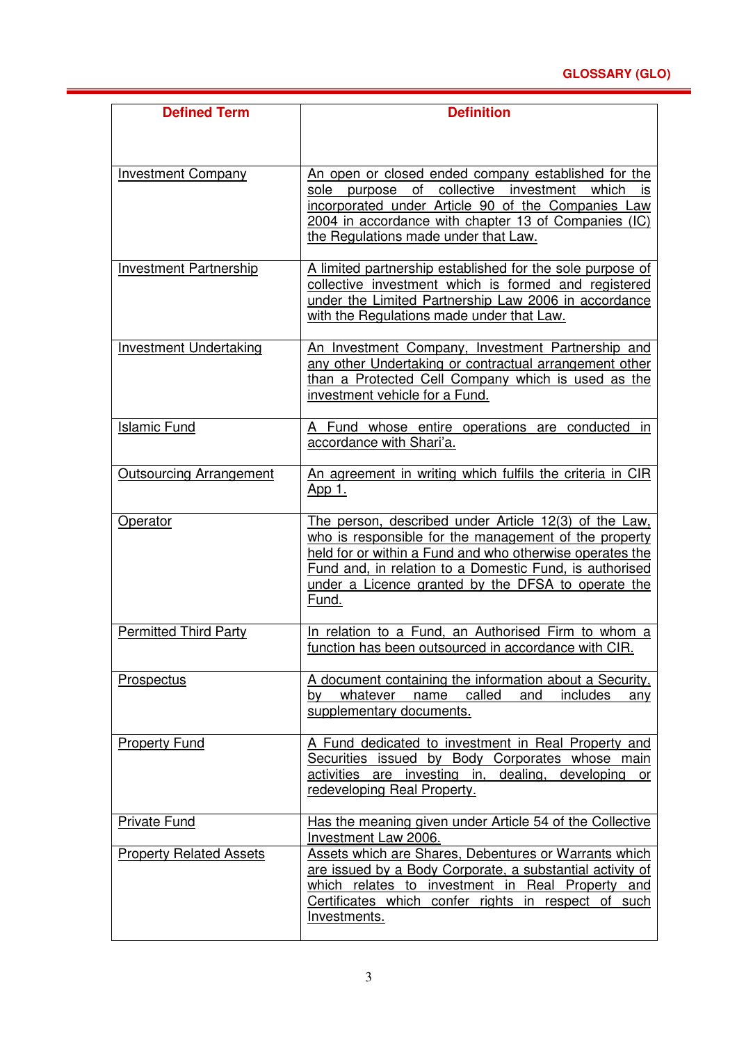| Defined Term | Definition |
|---|---|
| Investment Company | An open or closed ended company established for the sole purpose of collective investment which is incorporated under Article 90 of the Companies Law 2004 in accordance with chapter 13 of Companies (IC) the Regulations made under that Law. |
| Investment Partnership | A limited partnership established for the sole purpose of collective investment which is formed and registered under the Limited Partnership Law 2006 in accordance with the Regulations made under that Law. |
| Investment Undertaking | An Investment Company, Investment Partnership and any other Undertaking or contractual arrangement other than a Protected Cell Company which is used as the investment vehicle for a Fund. |
| Islamic Fund | A Fund whose entire operations are conducted in accordance with Shari'a. |
| Outsourcing Arrangement | An agreement in writing which fulfils the criteria in CIR App 1. |
| Operator | The person, described under Article 12(3) of the Law, who is responsible for the management of the property held for or within a Fund and who otherwise operates the Fund and, in relation to a Domestic Fund, is authorised under a Licence granted by the DFSA to operate the Fund. |
| Permitted Third Party | In relation to a Fund, an Authorised Firm to whom a function has been outsourced in accordance with CIR. |
| Prospectus | A document containing the information about a Security, by whatever name called and includes any supplementary documents. |
| Property Fund | A Fund dedicated to investment in Real Property and Securities issued by Body Corporates whose main activities are investing in, dealing, developing or redeveloping Real Property. |
| Private Fund | Has the meaning given under Article 54 of the Collective Investment Law 2006. |
| Property Related Assets | Assets which are Shares, Debentures or Warrants which are issued by a Body Corporate, a substantial activity of which relates to investment in Real Property and Certificates which confer rights in respect of such Investments. |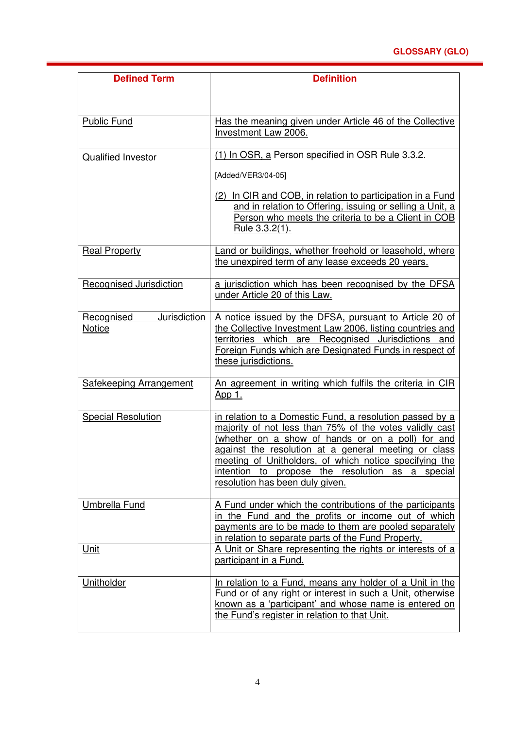| Defined Term | Definition |
|---|---|
| Public Fund | Has the meaning given under Article 46 of the Collective Investment Law 2006. |
| Qualified Investor | (1) In OSR, a Person specified in OSR Rule 3.3.2.<br><br>[Added/VER3/04-05]<br><br>(2) In CIR and COB, in relation to participation in a Fund and in relation to Offering, issuing or selling a Unit, a Person who meets the criteria to be a Client in COB Rule 3.3.2(1). |
| Real Property | Land or buildings, whether freehold or leasehold, where the unexpired term of any lease exceeds 20 years. |
| Recognised Jurisdiction | a jurisdiction which has been recognised by the DFSA under Article 20 of this Law. |
| Recognised Jurisdiction Notice | A notice issued by the DFSA, pursuant to Article 20 of the Collective Investment Law 2006, listing countries and territories which are Recognised Jurisdictions and Foreign Funds which are Designated Funds in respect of these jurisdictions. |
| Safekeeping Arrangement | An agreement in writing which fulfils the criteria in CIR App 1. |
| Special Resolution | in relation to a Domestic Fund, a resolution passed by a majority of not less than 75% of the votes validly cast (whether on a show of hands or on a poll) for and against the resolution at a general meeting or class meeting of Unitholders, of which notice specifying the intention to propose the resolution as a special resolution has been duly given. |
| Umbrella Fund | A Fund under which the contributions of the participants in the Fund and the profits or income out of which payments are to be made to them are pooled separately in relation to separate parts of the Fund Property. |
| Unit | A Unit or Share representing the rights or interests of a participant in a Fund. |
| Unitholder | In relation to a Fund, means any holder of a Unit in the Fund or of any right or interest in such a Unit, otherwise known as a 'participant' and whose name is entered on the Fund's register in relation to that Unit. |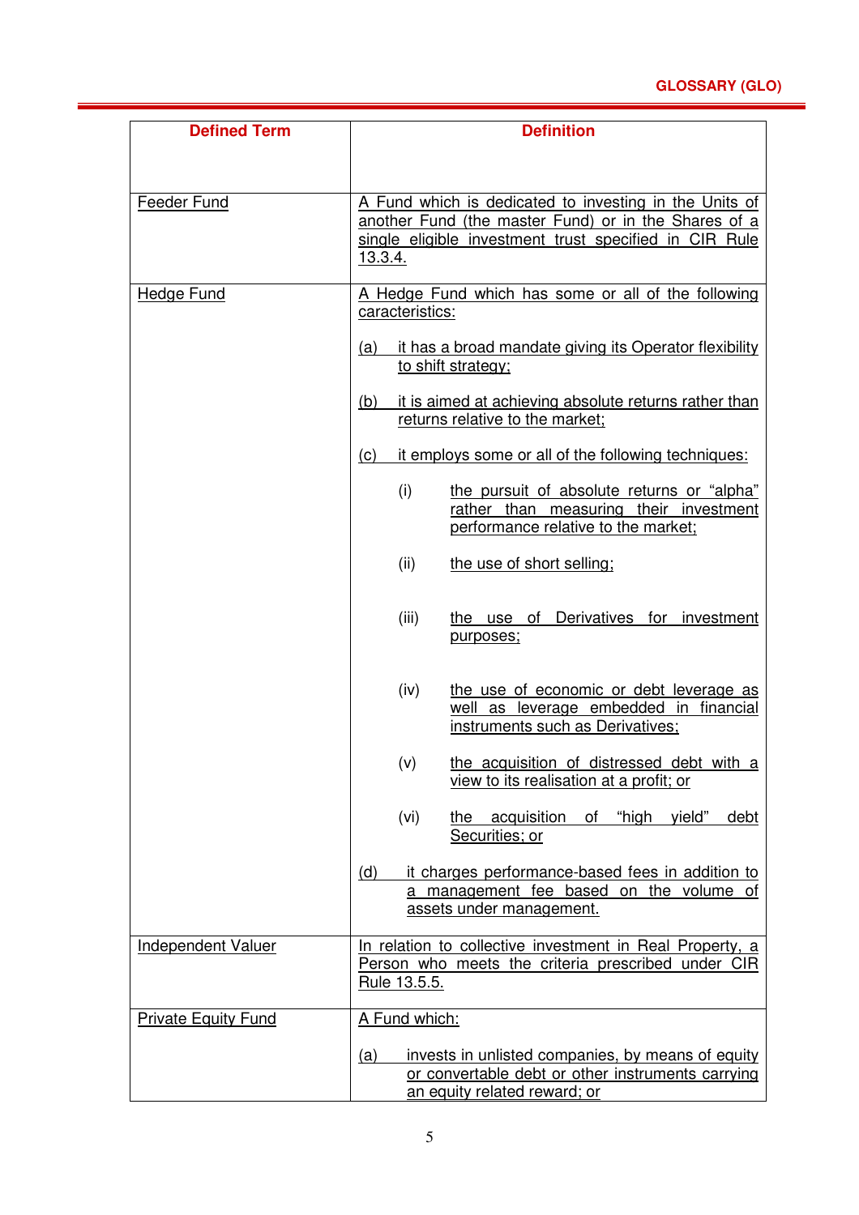| Defined Term | Definition |
|---|---|
| Feeder Fund | A Fund which is dedicated to investing in the Units of another Fund (the master Fund) or in the Shares of a single eligible investment trust specified in CIR Rule 13.3.4. |
| Hedge Fund | A Hedge Fund which has some or all of the following caracteristics:<br><br>(a) it has a broad mandate giving its Operator flexibility to shift strategy;<br><br>(b) it is aimed at achieving absolute returns rather than returns relative to the market;<br><br>(c) it employs some or all of the following techniques:<br><br>(i) the pursuit of absolute returns or "alpha" rather than measuring their investment performance relative to the market;<br><br>(ii) the use of short selling;<br><br>(iii) the use of Derivatives for investment purposes;<br><br>(iv) the use of economic or debt leverage as well as leverage embedded in financial instruments such as Derivatives;<br><br>(v) the acquisition of distressed debt with a view to its realisation at a profit; or<br><br>(vi) the acquisition of "high yield" debt Securities; or<br><br>(d) it charges performance-based fees in addition to a management fee based on the volume of assets under management. |
| Independent Valuer | In relation to collective investment in Real Property, a Person who meets the criteria prescribed under CIR Rule 13.5.5. |
| Private Equity Fund | A Fund which:<br><br>(a) invests in unlisted companies, by means of equity or convertable debt or other instruments carrying an equity related reward; or |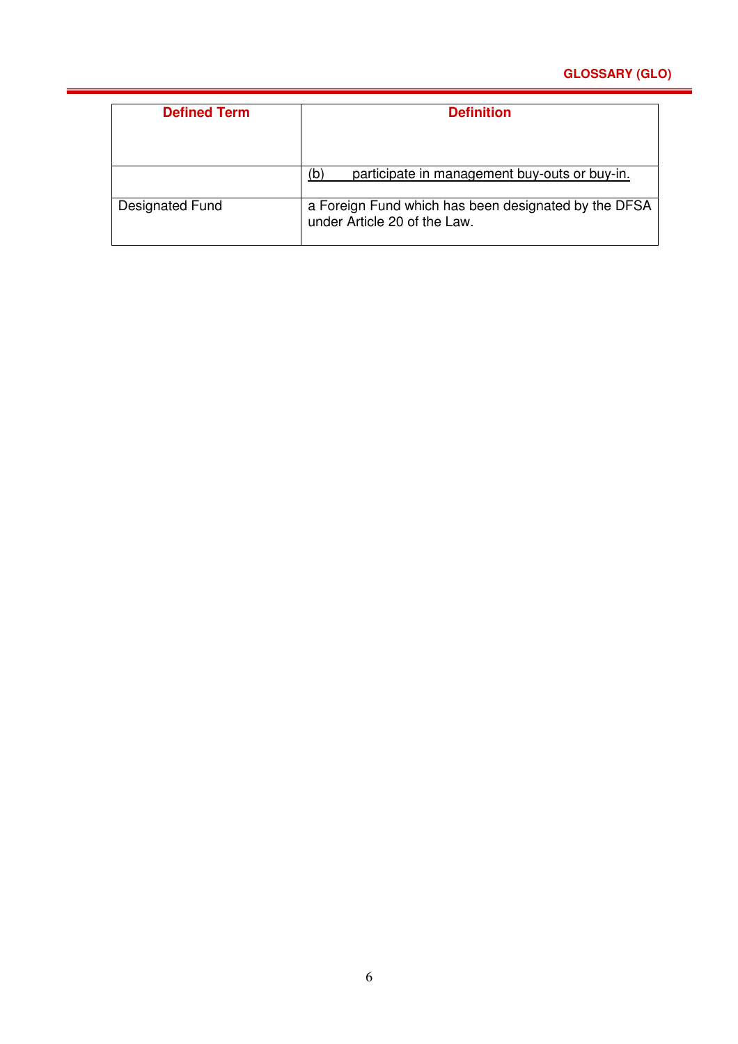| Defined Term | Definition |
|---|---|
| | (b) participate in management buy-outs or buy-in. |
| Designated Fund | a Foreign Fund which has been designated by the DFSA under Article 20 of the Law. |